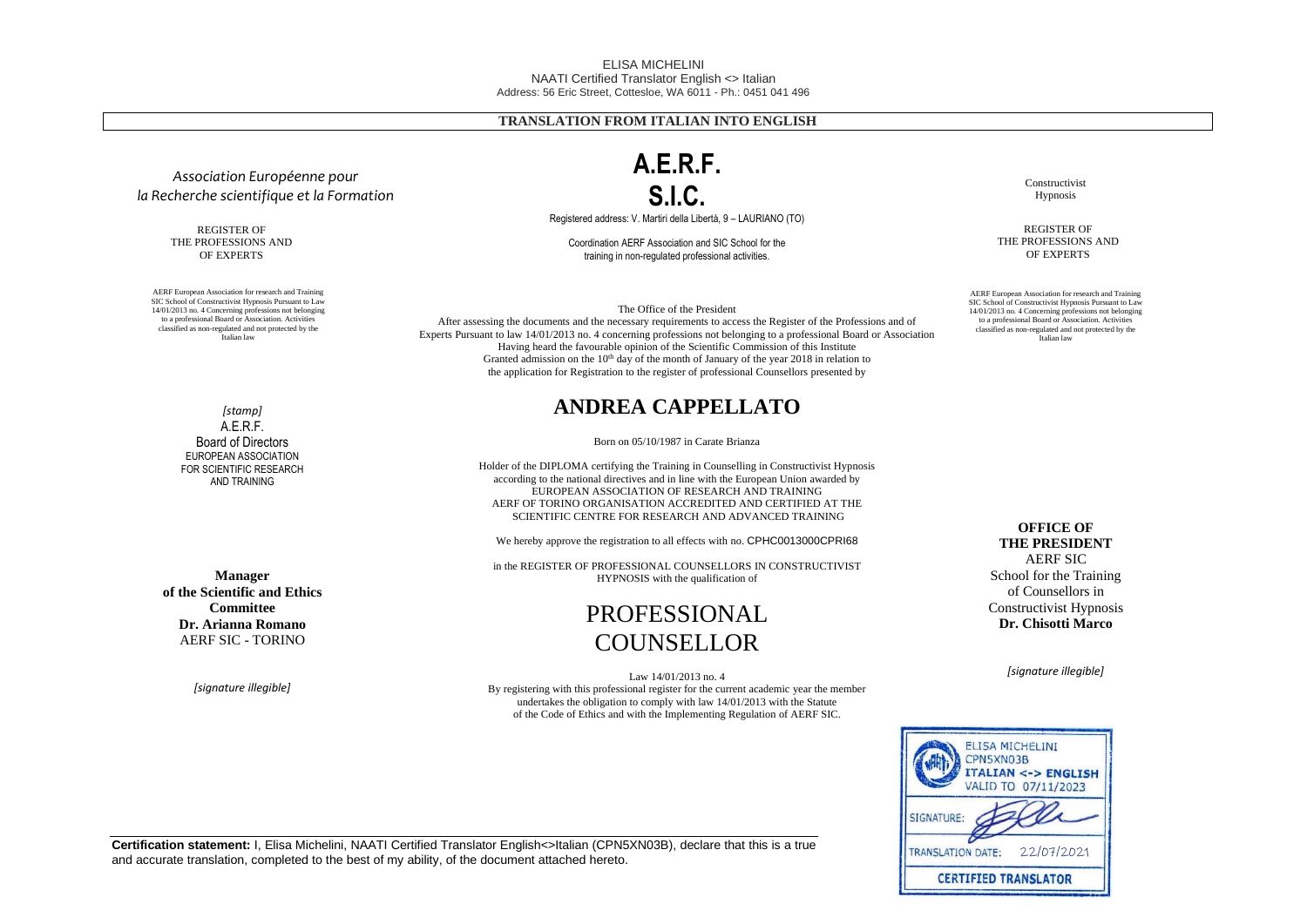ELISA MICHELINI
NAATI Certified Translator English <> Italian
Address: 56 Eric Street, Cottesloe, WA 6011 - Ph.: 0451 041 496

**TRANSLATION FROM ITALIAN INTO ENGLISH**

*Association Européenne pour la Recherche scientifique et la Formation*

REGISTER OF THE PROFESSIONS AND OF EXPERTS

AERF European Association for research and Training SIC School of Constructivist Hypnosis Pursuant to Law 14/01/2013 no. 4 Concerning professions not belonging to a professional Board or Association. Activities classified as non-regulated and not protected by the Italian law

# A.E.R.F.
# S.I.C.

Registered address: V. Martiri della Libertà, 9 – LAURIANO (TO)

Coordination AERF Association and SIC School for the training in non-regulated professional activities.

Constructivist Hypnosis

REGISTER OF THE PROFESSIONS AND OF EXPERTS

AERF European Association for research and Training SIC School of Constructivist Hypnosis Pursuant to Law 14/01/2013 no. 4 Concerning professions not belonging to a professional Board or Association. Activities classified as non-regulated and not protected by the Italian law

The Office of the President
After assessing the documents and the necessary requirements to access the Register of the Professions and of Experts Pursuant to law 14/01/2013 no. 4 concerning professions not belonging to a professional Board or Association
Having heard the favourable opinion of the Scientific Commission of this Institute
Granted admission on the 10th day of the month of January of the year 2018 in relation to the application for Registration to the register of professional Counsellors presented by

## ANDREA CAPPELLATO

Born on 05/10/1987 in Carate Brianza

Holder of the DIPLOMA certifying the Training in Counselling in Constructivist Hypnosis according to the national directives and in line with the European Union awarded by EUROPEAN ASSOCIATION OF RESEARCH AND TRAINING AERF OF TORINO ORGANISATION ACCREDITED AND CERTIFIED AT THE SCIENTIFIC CENTRE FOR RESEARCH AND ADVANCED TRAINING

We hereby approve the registration to all effects with no. CPHC0013000CPRI68

in the REGISTER OF PROFESSIONAL COUNSELLORS IN CONSTRUCTIVIST HYPNOSIS with the qualification of

# PROFESSIONAL COUNSELLOR

Law 14/01/2013 no. 4
By registering with this professional register for the current academic year the member undertakes the obligation to comply with law 14/01/2013 with the Statute of the Code of Ethics and with the Implementing Regulation of AERF SIC.

*[stamp]*
A.E.R.F.
Board of Directors
EUROPEAN ASSOCIATION FOR SCIENTIFIC RESEARCH AND TRAINING

**Manager of the Scientific and Ethics Committee**
**Dr. Arianna Romano**
AERF SIC - TORINO

*[signature illegible]*

**OFFICE OF THE PRESIDENT**
AERF SIC
School for the Training of Counsellors in Constructivist Hypnosis
**Dr. Chisotti Marco**

*[signature illegible]*

ELISA MICHELINI
CPN5XN03B
ITALIAN <-> ENGLISH
VALID TO 07/11/2023
SIGNATURE:
TRANSLATION DATE: 22/07/2021
CERTIFIED TRANSLATOR

**Certification statement:** I, Elisa Michelini, NAATI Certified Translator English<>Italian (CPN5XN03B), declare that this is a true and accurate translation, completed to the best of my ability, of the document attached hereto.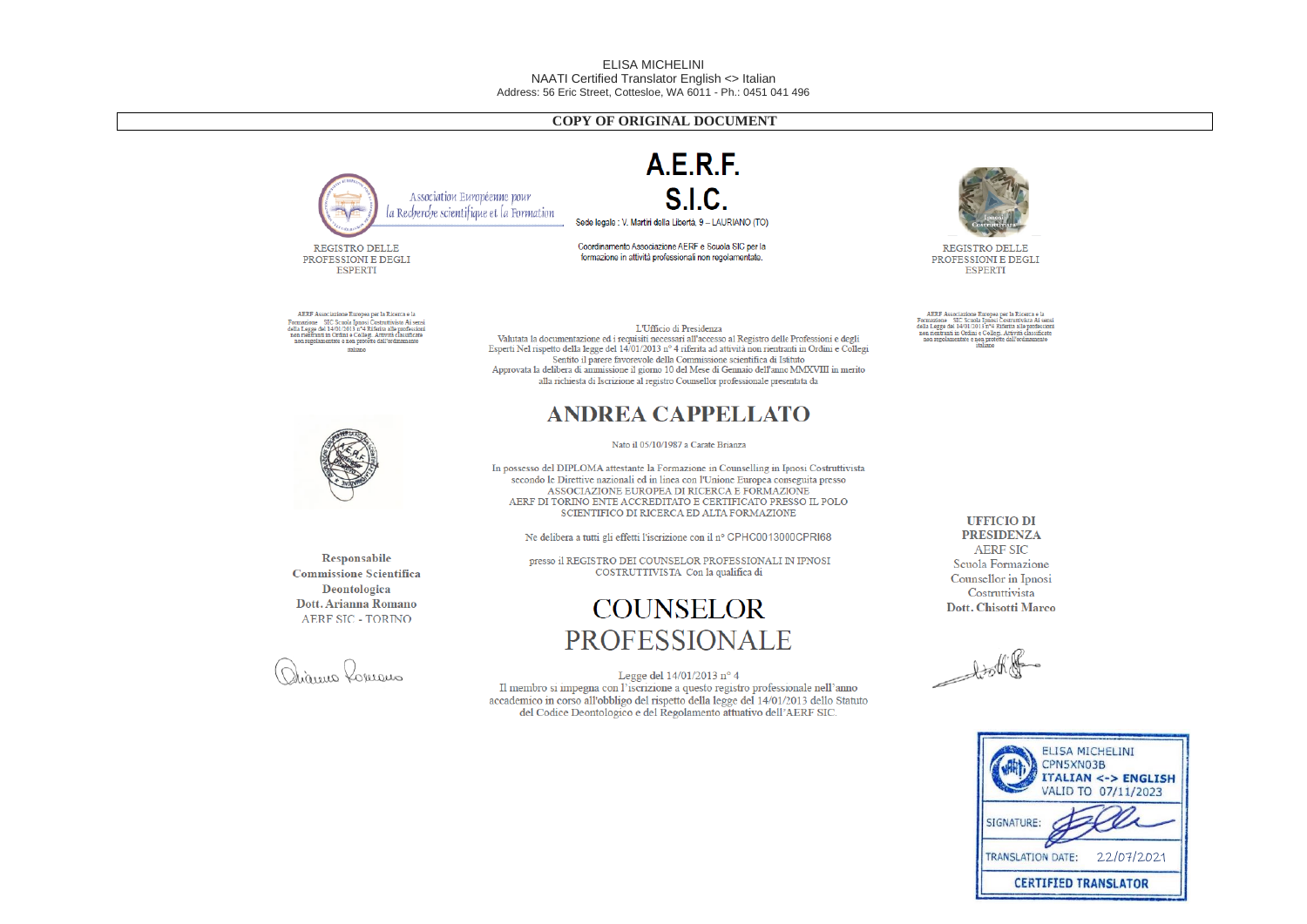ELISA MICHELINI
NAATI Certified Translator English <> Italian
Address: 56 Eric Street, Cottesloe, WA 6011 - Ph.: 0451 041 496

**COPY OF ORIGINAL DOCUMENT**

Association Européenne pour la Recherche scientifique et la Formation

REGISTRO DELLE PROFESSIONI E DEGLI ESPERTI

AERF Associazione Europea per la Ricerca e la Formazione · SIC Scuola Ipnosi Costruttivista Ai sensi della Legge del 14/01/2013 n°4 Riferita alle professioni non rientranti in Ordini o Collegi. Attività classificate non regolamentate e non protette dall'ordinamento italiano

# A.E.R.F.
# S.I.C.

Sede legale : V. Martiri della Libertà, 9 – LAURIANO (TO)

Coordinamento Associazione AERF e Scuola SIC per la formazione in attività professionali non regolamentate.

Ipnosi Costruttivista

REGISTRO DELLE PROFESSIONI E DEGLI ESPERTI

AERF Associazione Europea per la Ricerca e la Formazione · SIC Scuola Ipnosi Costruttivista Ai sensi della Legge del 14/01/2013 n°4 Riferita alle professioni non rientranti in Ordini o Collegi. Attività classificate non regolamentate e non protette dall'ordinamento italiano

L'Ufficio di Presidenza
Valutata la documentazione ed i requisiti necessari all'accesso al Registro delle Professioni e degli Esperti Nel rispetto della legge del 14/01/2013 n° 4 riferita ad attività non rientranti in Ordini e Collegi
Sentito il parere favorevole della Commissione scientifica di Istituto
Approvata la delibera di ammissione il giorno 10 del Mese di Gennaio dell'anno MMXVIII in merito alla richiesta di Iscrizione al registro Counsellor professionale presentata da

## ANDREA CAPPELLATO

Nato il 05/10/1987 a Carate Brianza

In possesso del DIPLOMA attestante la Formazione in Counselling in Ipnosi Costruttivista secondo le Direttive nazionali ed in linea con l'Unione Europea conseguita presso ASSOCIAZIONE EUROPEA DI RICERCA E FORMAZIONE AERF DI TORINO ENTE ACCREDITATO E CERTIFICATO PRESSO IL POLO SCIENTIFICO DI RICERCA ED ALTA FORMAZIONE

Ne delibera a tutti gli effetti l'iscrizione con il n° CPHC0013000CPRI68

presso il REGISTRO DEI COUNSELOR PROFESSIONALI IN IPNOSI COSTRUTTIVISTA Con la qualifica di

## COUNSELOR PROFESSIONALE

Legge del 14/01/2013 n° 4
Il membro si impegna con l'iscrizione a questo registro professionale nell'anno accademico in corso all'obbligo del rispetto della legge del 14/01/2013 dello Statuto del Codice Deontologico e del Regolamento attuativo dell'AERF SIC.

**Responsabile Commissione Scientifica Deontologica**
**Dott. Arianna Romano**
AERF SIC - TORINO

*(signature)*

**UFFICIO DI PRESIDENZA**
AERF SIC
Scuola Formazione Counsellor in Ipnosi Costruttivista
**Dott. Chisotti Marco**

*(signature)*

ELISA MICHELINI
CPN5XN03B
ITALIAN <-> ENGLISH
VALID TO 07/11/2023
SIGNATURE: *(signature)*
TRANSLATION DATE: 22/07/2021
CERTIFIED TRANSLATOR